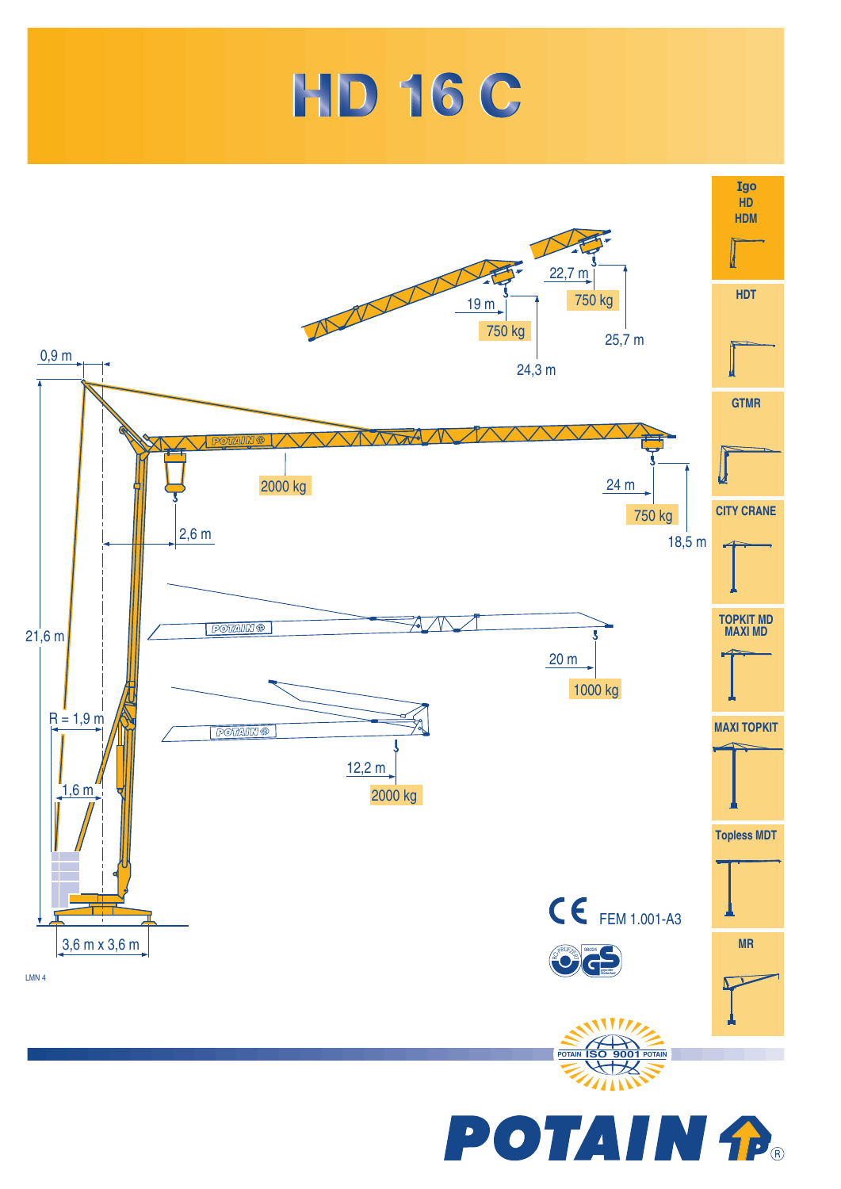# HD 16 C

22,7 m

750 kg

25,7 m

19 m

750 kg

24,3 m

0,9 m

2000 kg

24 m

750 kg

18,5 m

2,6 m

21,6 m

20 m

1000 kg

R = 1,9 m

12,2 m

2000 kg

1,6 m

3,6 m x 3,6 m

LMN 4

CE FEM 1.001-A3

- Igo HD HDM
- HDT
- GTMR
- CITY CRANE
- TOPKIT MD MAXI MD
- MAXI TOPKIT
- Topless MDT
- MR

POTAIN ISO 9001 POTAIN

POTAIN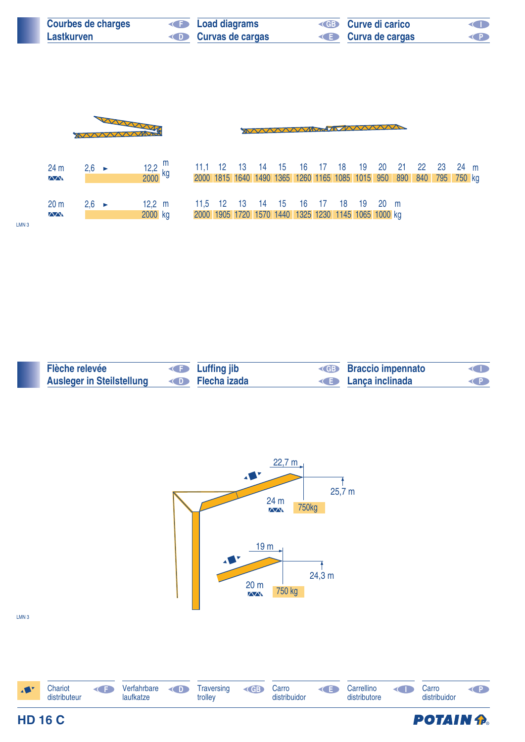## Courbes de charges (F) / Lastkurven (D) / Load diagrams (GB) / Curvas de cargas (E) / Curve di carico (I) / Curva de cargas (P)

**24 m**

| m | 2,6 ► 12,2 | 11,1 | 12 | 13 | 14 | 15 | 16 | 17 | 18 | 19 | 20 | 21 | 22 | 23 | 24 |
|---|---|---|---|---|---|---|---|---|---|---|---|---|---|---|---|
| kg | 2000 | 2000 | 1815 | 1640 | 1490 | 1365 | 1260 | 1165 | 1085 | 1015 | 950 | 890 | 840 | 795 | 750 |

**20 m**

| m | 2,6 ► 12,2 | 11,5 | 12 | 13 | 14 | 15 | 16 | 17 | 18 | 19 | 20 |
|---|---|---|---|---|---|---|---|---|---|---|---|
| kg | 2000 | 2000 | 1905 | 1720 | 1570 | 1440 | 1325 | 1230 | 1145 | 1065 | 1000 |

LMN 3

## Flèche relevée (F) / Ausleger in Steilstellung (D) / Luffing jib (GB) / Flecha izada (E) / Braccio impennato (I) / Lança inclinada (P)

24 m: 22,7 m – 25,7 m – 750kg

20 m: 19 m – 24,3 m – 750 kg

LMN 3

Chariot distributeur (F) / Verfahrbare laufkatze (D) / Traversing trolley (GB) / Carro distribuidor (E) / Carrellino distributore (I) / Carro distribuidor (P)

**HD 16 C**

POTAIN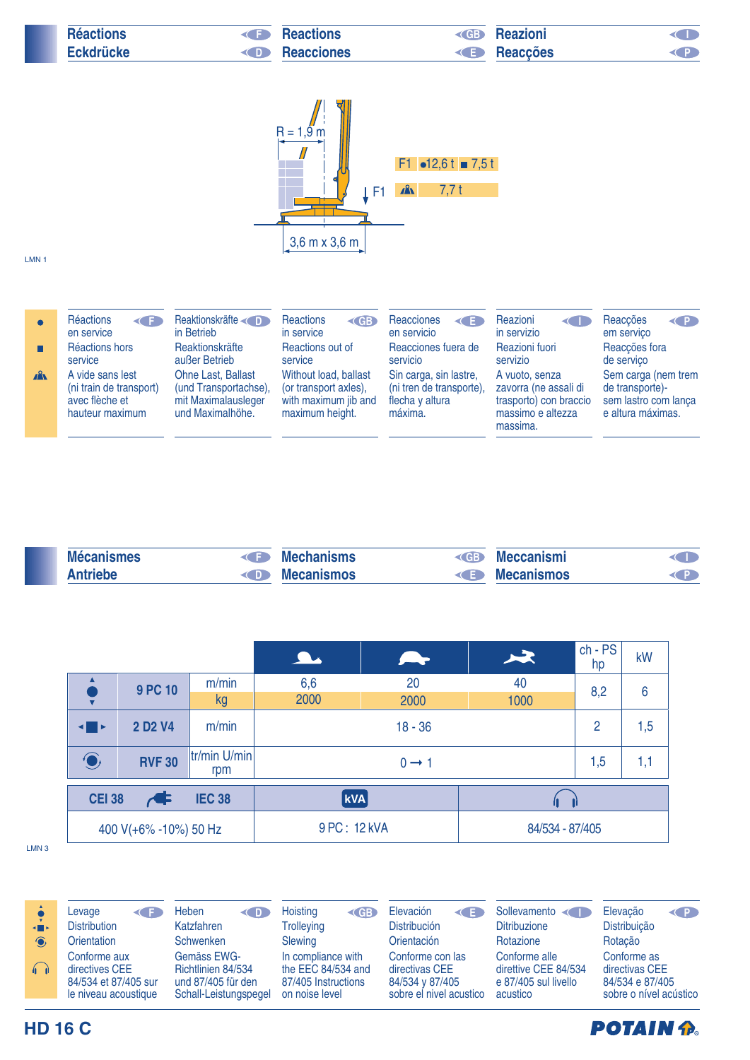## Réactions (F) / Eckdrücke (D) / Reactions (GB) / Reacciones (E) / Reazioni (I) / Reacções (P)

R = 1,9 m

F1

3,6 m x 3,6 m

| F1 | ● 12,6 t | ■ 7,5 t |
|---|---|---|
| ⛰ | 7,7 t | |

LMN 1

| | F | D | GB | E | I | P |
|---|---|---|---|---|---|---|
| ● | Réactions en service | Reaktionskräfte in Betrieb | Reactions in service | Reacciones en servicio | Reazioni in servizio | Reacções em serviço |
| ■ | Réactions hors service | Reaktionskräfte außer Betrieb | Reactions out of service | Reacciones fuera de servicio | Reazioni fuori servizio | Reacções fora de serviço |
| ⛰ | A vide sans lest (ni train de transport) avec flèche et hauteur maximum | Ohne Last, Ballast (und Transportachse), mit Maximalausleger und Maximalhöhe. | Without load, ballast (or transport axles), with maximum jib and maximum height. | Sin carga, sin lastre, (ni tren de transporte), flecha y altura máxima. | A vuoto, senza zavorra (ne assali di trasporto) con braccio massimo e altezza massima. | Sem carga (nem trem de transporte)- sem lastro com lança e altura máximas. |

## Mécanismes (F) / Antriebe (D) / Mechanisms (GB) / Mecanismos (E) / Meccanismi (I) / Mecanismos (P)

| | | | 🐌 | 🐢 | 🐇 | ch - PS hp | kW |
|---|---|---|---|---|---|---|---|
| ● | 9 PC 10 | m/min | 6,6 | 20 | 40 | 8,2 | 6 |
| | | kg | 2000 | 2000 | 1000 | | |
| ◄■► | 2 D2 V4 | m/min | 18 - 36 | | | 2 | 1,5 |
| ◉ | RVF 30 | tr/min U/min rpm | 0 → 1 | | | 1,5 | 1,1 |

| CEI 38 — IEC 38 | kVA | 🎧 |
|---|---|---|
| 400 V(+6% -10%) 50 Hz | 9 PC : 12 kVA | 84/534 - 87/405 |

LMN 3

| | F | D | GB | E | I | P |
|---|---|---|---|---|---|---|
| ● | Levage | Heben | Hoisting | Elevación | Sollevamento | Elevação |
| ◄■► | Distribution | Katzfahren | Trolleying | Distribución | Ditribuzione | Distribuição |
| ◉ | Orientation | Schwenken | Slewing | Orientación | Rotazione | Rotação |
| 🎧 | Conforme aux directives CEE 84/534 et 87/405 sur le niveau acoustique | Gemäss EWG-Richtlinien 84/534 und 87/405 für den Schall-Leistungspegel | In compliance with the EEC 84/534 and 87/405 Instructions on noise level | Conforme con las directivas CEE 84/534 y 87/405 sobre el nivel acustico | Conforme alle direttive CEE 84/534 e 87/405 sul livello acustico | Conforme as directivas CEE 84/534 e 87/405 sobre o nível acústico |

HD 16 C

POTAIN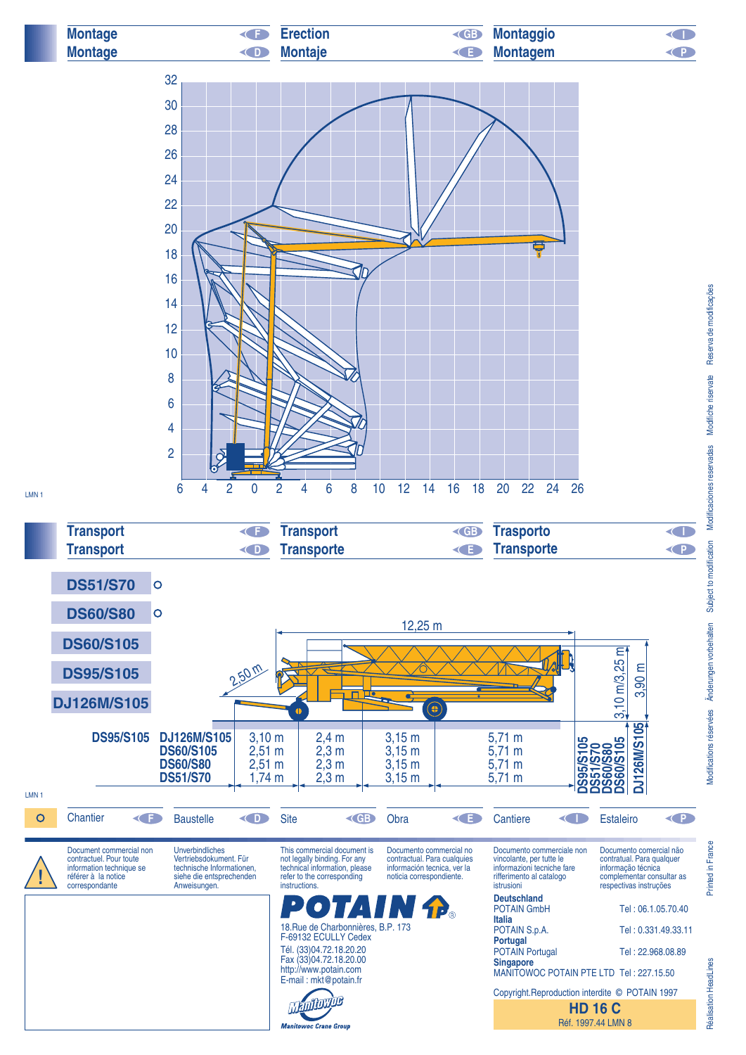## Montage / Montage / Erection / Montaje / Montaggio / Montagem

32
30
28
26
24
22
20
18
16
14
12
10
8
6
4
2

6 4 2 0 2 4 6 8 10 12 14 16 18 20 22 24 26

LMN 1

## Transport / Transport / Transport / Transporte / Trasporto / Transporte

DS51/S70 ○

DS60/S80 ○

DS60/S105

DS95/S105

DJ126M/S105

12,25 m

2,50 m

3,10 m/3,25 m

3,90 m

DS95/S105 DS51/S70 DS60/S80 DS60/S105

DJ126M/S105

| | | | | |
|---|---|---|---|---|
| DS95/S105 | DJ126M/S105 | 3,10 m | 2,4 m | 3,15 m | 5,71 m |
| | DS60/S105 | 2,51 m | 2,3 m | 3,15 m | 5,71 m |
| | DS60/S80 | 2,51 m | 2,3 m | 3,15 m | 5,71 m |
| | DS51/S70 | 1,74 m | 2,3 m | 3,15 m | 5,71 m |

LMN 1

○ Chantier (F) Baustelle (D) Site (GB) Obra (E) Cantiere (I) Estaleiro (P)

Document commercial non contractuel. Pour toute information technique se référer à la notice correspondante

Unverbindliches Vertriebsdokument. Für technische Informationen, siehe die entsprechenden Anweisungen.

This commercial document is not legally binding. For any technical information, please refer to the corresponding instructions.

Documento commercial no contractual. Para cualquies información tecnica, ver la noticia correspondiente.

Documento commerciale non vincolante, per tutte le informazioni tecniche fare rifferimento al catalogo istrusioni

Documento comercial não contratual. Para qualquer informação técnica complementar consultar as respectivas instruções

**POTAIN**®

18.Rue de Charbonnières, B.P. 173
F-69132 ECULLY Cedex
Tél. (33)04.72.18.20.20
Fax (33)04.72.18.20.00
http://www.potain.com
E-mail : mkt@potain.fr

Manitowoc Crane Group

**Deutschland**
POTAIN GmbH Tel : 06.1.05.70.40
**Italia**
POTAIN S.p.A. Tel : 0.331.49.33.11
**Portugal**
POTAIN Portugal Tel : 22.968.08.89
**Singapore**
MANITOWOC POTAIN PTE LTD Tel : 227.15.50

Copyright.Reproduction interdite © POTAIN 1997

**HD 16 C**
Réf. 1997.44 LMN 8

Modifications réservées Änderungen vorbehalten Subject to modification Modificaciones reservadas Modifiche riservate Reserva de modificações

Printed in France

Réalisation HeadLines